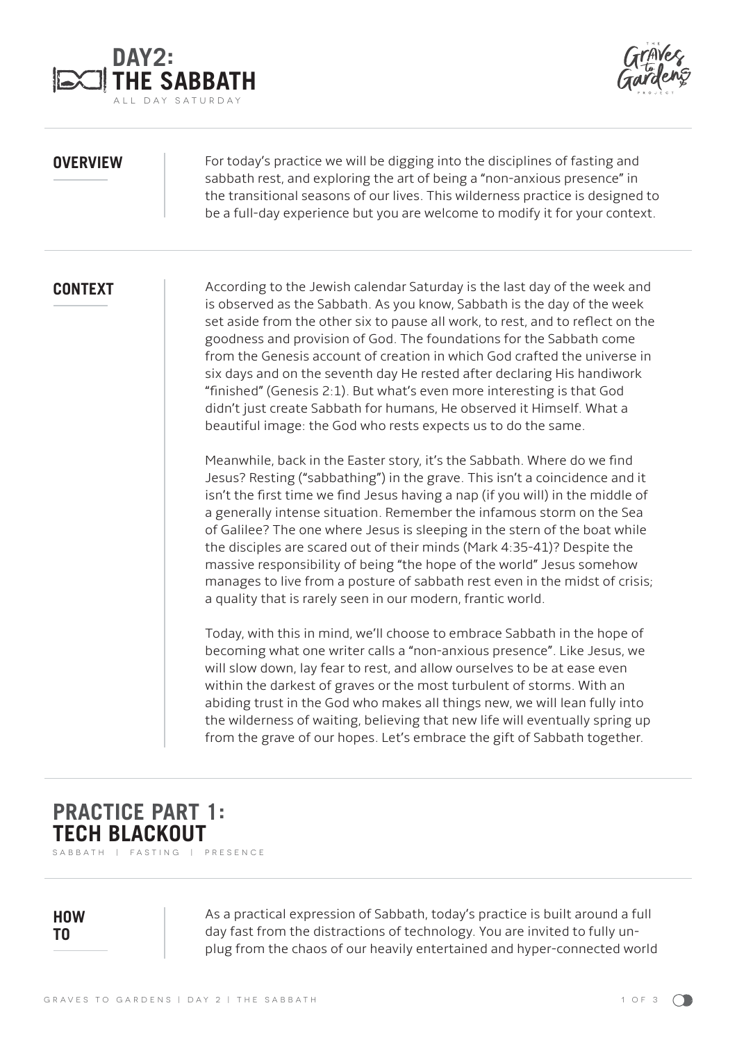# DAY2: THE SABBATH

ALL DAY SATURDAY

## OVERVIEW

For today's practice we will be digging into the disciplines of fasting and sabbath rest, and exploring the art of being a "non-anxious presence" in the transitional seasons of our lives. This wilderness practice is designed to be a full-day experience but you are welcome to modify it for your context.

## CONTEXT

According to the Jewish calendar Saturday is the last day of the week and is observed as the Sabbath. As you know, Sabbath is the day of the week set aside from the other six to pause all work, to rest, and to reflect on the goodness and provision of God. The foundations for the Sabbath come from the Genesis account of creation in which God crafted the universe in six days and on the seventh day He rested after declaring His handiwork "finished" (Genesis 2:1). But what's even more interesting is that God didn't just create Sabbath for humans, He observed it Himself. What a beautiful image: the God who rests expects us to do the same.

Meanwhile, back in the Easter story, it's the Sabbath. Where do we find Jesus? Resting ("sabbathing") in the grave. This isn't a coincidence and it isn't the first time we find Jesus having a nap (if you will) in the middle of a generally intense situation. Remember the infamous storm on the Sea of Galilee? The one where Jesus is sleeping in the stern of the boat while the disciples are scared out of their minds (Mark 4:35-41)? Despite the massive responsibility of being "the hope of the world" Jesus somehow manages to live from a posture of sabbath rest even in the midst of crisis; a quality that is rarely seen in our modern, frantic world.

Today, with this in mind, we'll choose to embrace Sabbath in the hope of becoming what one writer calls a "non-anxious presence". Like Jesus, we will slow down, lay fear to rest, and allow ourselves to be at ease even within the darkest of graves or the most turbulent of storms. With an abiding trust in the God who makes all things new, we will lean fully into the wilderness of waiting, believing that new life will eventually spring up from the grave of our hopes. Let's embrace the gift of Sabbath together.

# PRACTICE PART 1: TECH BLACKOUT

SABBATH | FASTING | PRESENCE

## HOW TO

As a practical expression of Sabbath, today's practice is built around a full day fast from the distractions of technology. You are invited to fully un-plug from the chaos of our heavily entertained and hyper-connected world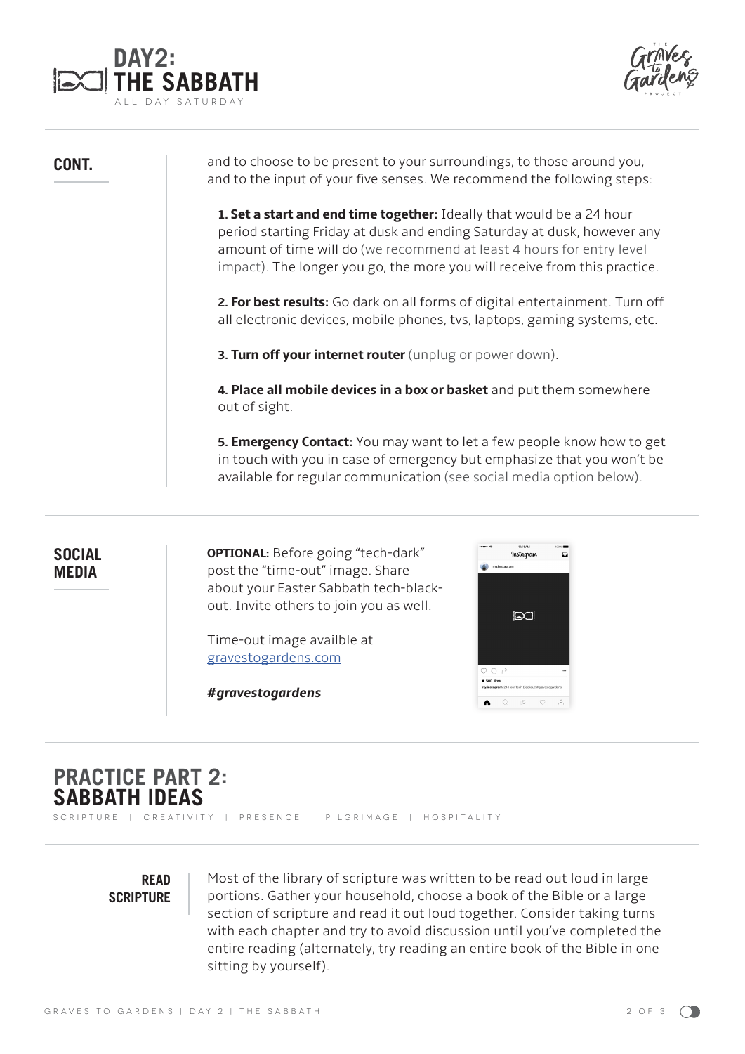# DAY2: THE SABBATH

ALL DAY SATURDAY

## CONT.

and to choose to be present to your surroundings, to those around you, and to the input of your five senses. We recommend the following steps:

**1. Set a start and end time together:** Ideally that would be a 24 hour period starting Friday at dusk and ending Saturday at dusk, however any amount of time will do (we recommend at least 4 hours for entry level impact). The longer you go, the more you will receive from this practice.

**2. For best results:** Go dark on all forms of digital entertainment. Turn off all electronic devices, mobile phones, tvs, laptops, gaming systems, etc.

**3. Turn off your internet router** (unplug or power down).

**4. Place all mobile devices in a box or basket** and put them somewhere out of sight.

**5. Emergency Contact:** You may want to let a few people know how to get in touch with you in case of emergency but emphasize that you won't be available for regular communication (see social media option below).

## SOCIAL MEDIA

**OPTIONAL:** Before going "tech-dark" post the "time-out" image. Share about your Easter Sabbath tech-black-out. Invite others to join you as well.

Time-out image availble at gravestogardens.com

***#gravestogardens***

# PRACTICE PART 2: SABBATH IDEAS

SCRIPTURE | CREATIVITY | PRESENCE | PILGRIMAGE | HOSPITALITY

## READ SCRIPTURE

Most of the library of scripture was written to be read out loud in large portions. Gather your household, choose a book of the Bible or a large section of scripture and read it out loud together. Consider taking turns with each chapter and try to avoid discussion until you've completed the entire reading (alternately, try reading an entire book of the Bible in one sitting by yourself).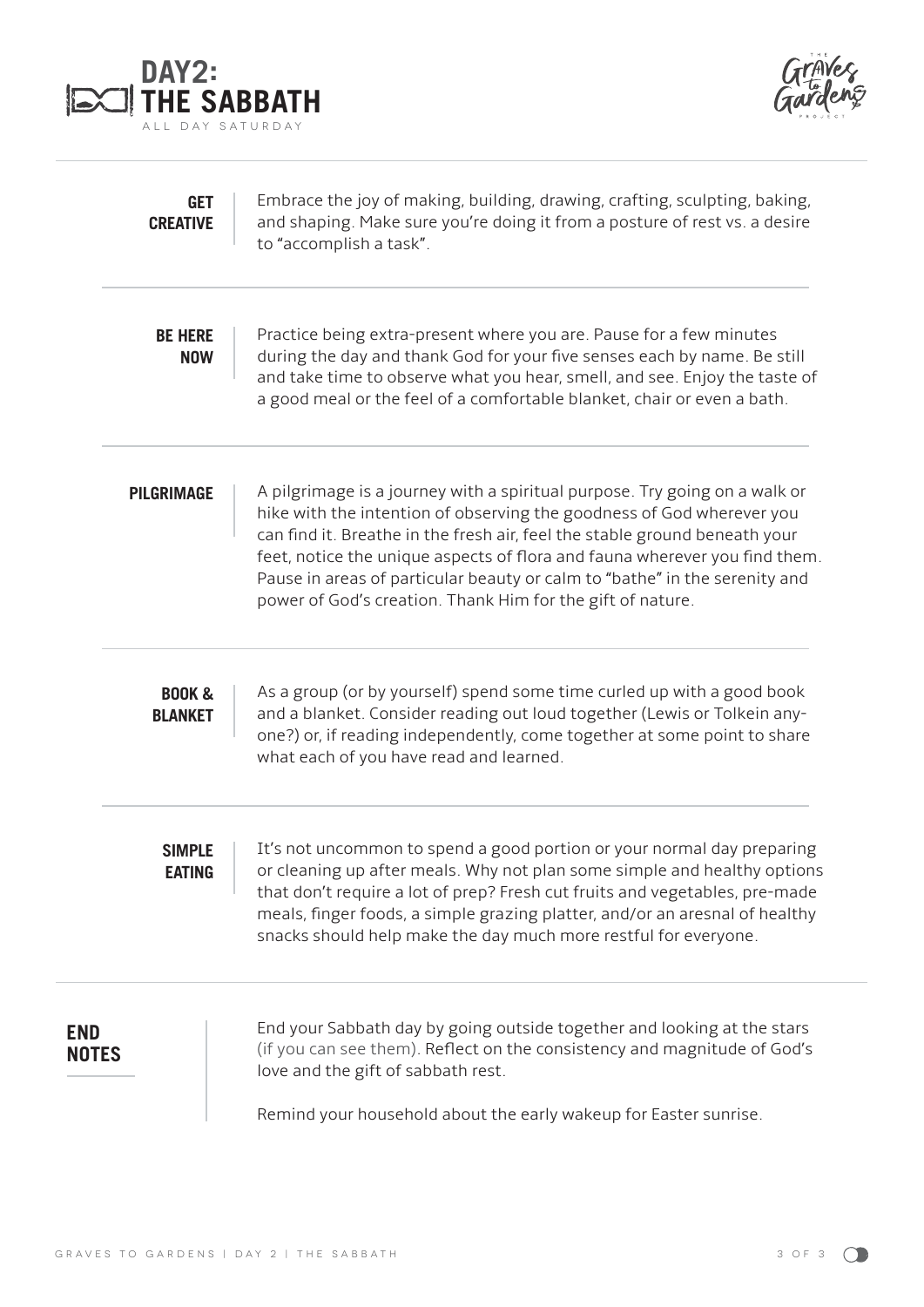# DAY2: THE SABBATH

ALL DAY SATURDAY

**GET CREATIVE**

Embrace the joy of making, building, drawing, crafting, sculpting, baking, and shaping. Make sure you're doing it from a posture of rest vs. a desire to "accomplish a task".

**BE HERE NOW**

Practice being extra-present where you are. Pause for a few minutes during the day and thank God for your five senses each by name. Be still and take time to observe what you hear, smell, and see. Enjoy the taste of a good meal or the feel of a comfortable blanket, chair or even a bath.

**PILGRIMAGE**

A pilgrimage is a journey with a spiritual purpose. Try going on a walk or hike with the intention of observing the goodness of God wherever you can find it. Breathe in the fresh air, feel the stable ground beneath your feet, notice the unique aspects of flora and fauna wherever you find them. Pause in areas of particular beauty or calm to "bathe" in the serenity and power of God's creation. Thank Him for the gift of nature.

**BOOK & BLANKET**

As a group (or by yourself) spend some time curled up with a good book and a blanket. Consider reading out loud together (Lewis or Tolkein any-one?) or, if reading independently, come together at some point to share what each of you have read and learned.

**SIMPLE EATING**

It's not uncommon to spend a good portion or your normal day preparing or cleaning up after meals. Why not plan some simple and healthy options that don't require a lot of prep? Fresh cut fruits and vegetables, pre-made meals, finger foods, a simple grazing platter, and/or an aresnal of healthy snacks should help make the day much more restful for everyone.

## END NOTES

End your Sabbath day by going outside together and looking at the stars (if you can see them). Reflect on the consistency and magnitude of God's love and the gift of sabbath rest.

Remind your household about the early wakeup for Easter sunrise.